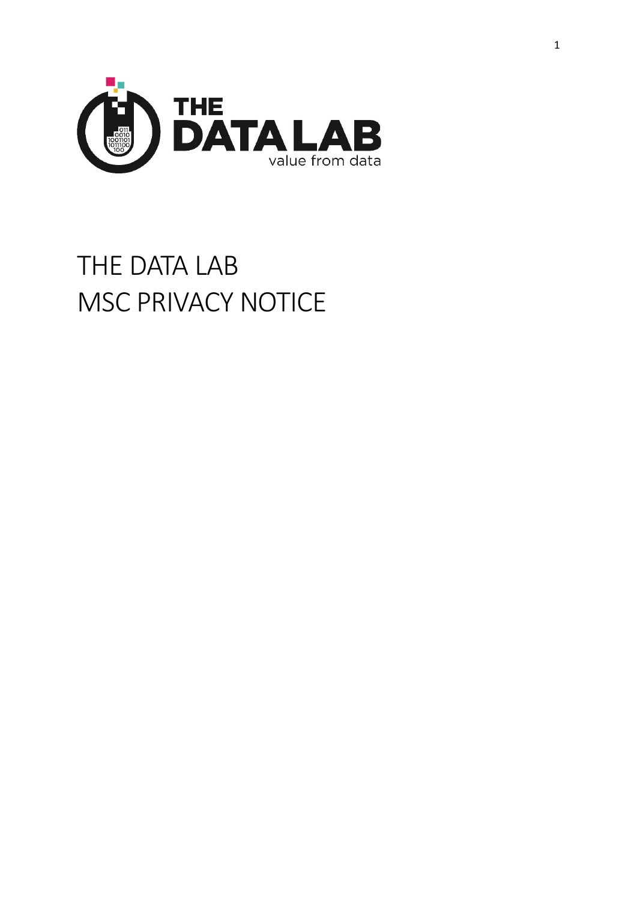# THE DATA LAB
# MSC PRIVACY NOTICE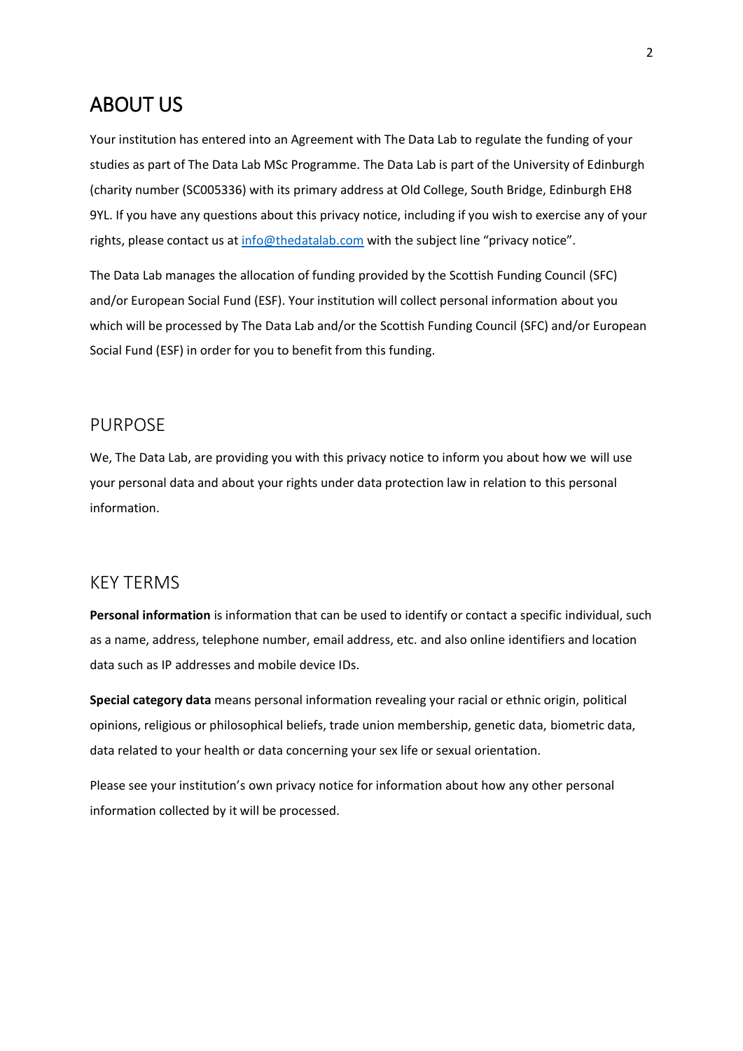# ABOUT US

Your institution has entered into an Agreement with The Data Lab to regulate the funding of your studies as part of The Data Lab MSc Programme. The Data Lab is part of the University of Edinburgh (charity number (SC005336) with its primary address at Old College, South Bridge, Edinburgh EH8 9YL. If you have any questions about this privacy notice, including if you wish to exercise any of your rights, please contact us at info@thedatalab.com with the subject line "privacy notice".

The Data Lab manages the allocation of funding provided by the Scottish Funding Council (SFC) and/or European Social Fund (ESF). Your institution will collect personal information about you which will be processed by The Data Lab and/or the Scottish Funding Council (SFC) and/or European Social Fund (ESF) in order for you to benefit from this funding.

## PURPOSE

We, The Data Lab, are providing you with this privacy notice to inform you about how we will use your personal data and about your rights under data protection law in relation to this personal information.

## KEY TERMS

**Personal information** is information that can be used to identify or contact a specific individual, such as a name, address, telephone number, email address, etc. and also online identifiers and location data such as IP addresses and mobile device IDs.

**Special category data** means personal information revealing your racial or ethnic origin, political opinions, religious or philosophical beliefs, trade union membership, genetic data, biometric data, data related to your health or data concerning your sex life or sexual orientation.

Please see your institution's own privacy notice for information about how any other personal information collected by it will be processed.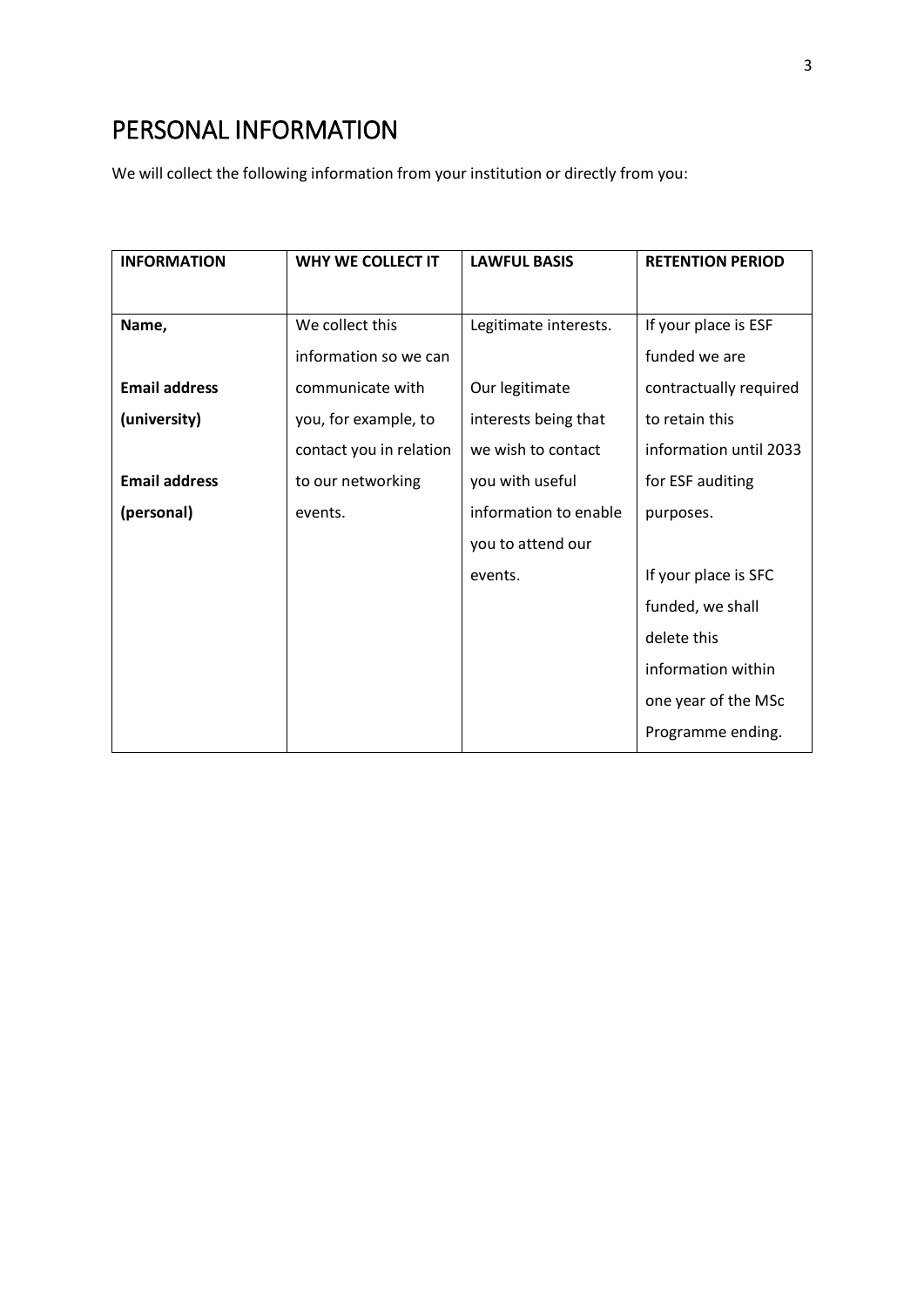# PERSONAL INFORMATION

We will collect the following information from your institution or directly from you:

| INFORMATION | WHY WE COLLECT IT | LAWFUL BASIS | RETENTION PERIOD |
|---|---|---|---|
| **Name,**<br><br>**Email address (university)**<br><br>**Email address (personal)** | We collect this information so we can communicate with you, for example, to contact you in relation to our networking events. | Legitimate interests.<br><br>Our legitimate interests being that we wish to contact you with useful information to enable you to attend our events. | If your place is ESF funded we are contractually required to retain this information until 2033 for ESF auditing purposes.<br><br>If your place is SFC funded, we shall delete this information within one year of the MSc Programme ending. |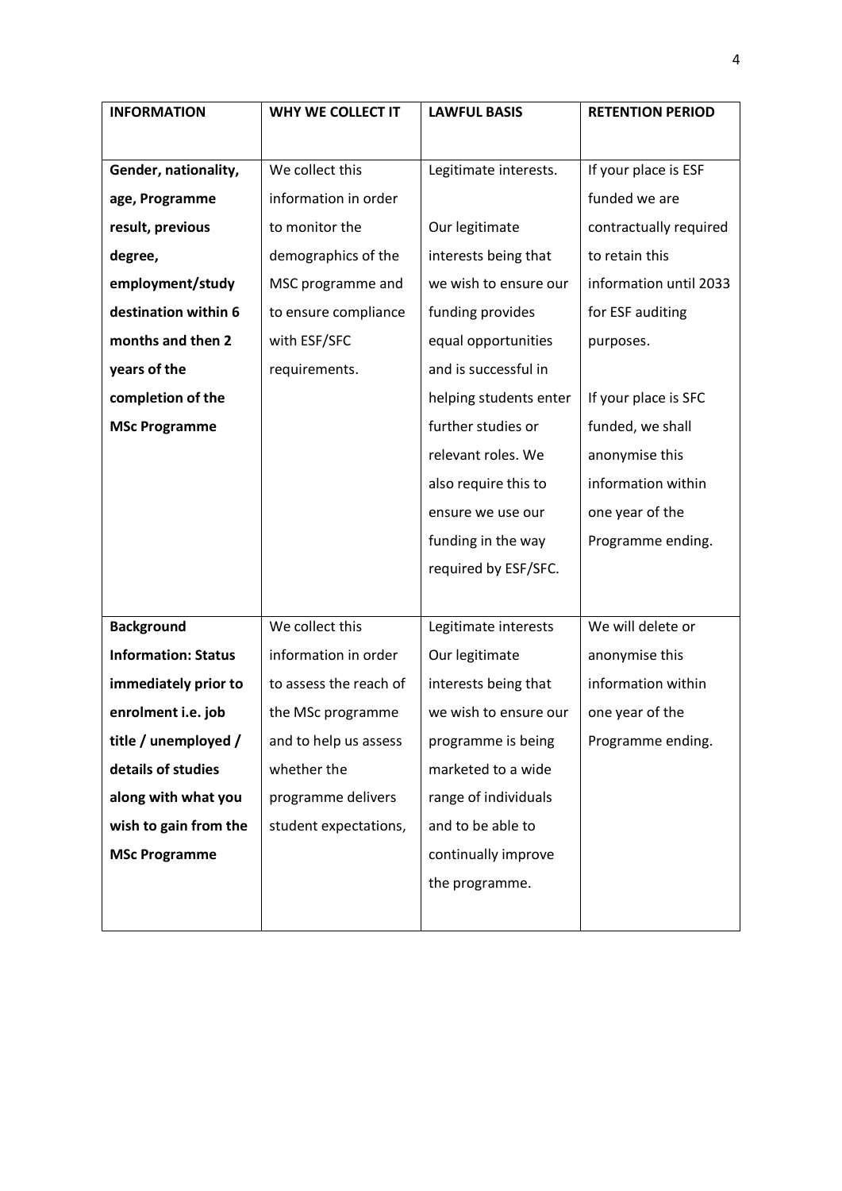| INFORMATION | WHY WE COLLECT IT | LAWFUL BASIS | RETENTION PERIOD |
|---|---|---|---|
| **Gender, nationality, age, Programme result, previous degree, employment/study destination within 6 months and then 2 years of the completion of the MSc Programme** | We collect this information in order to monitor the demographics of the MSC programme and to ensure compliance with ESF/SFC requirements. | Legitimate interests.<br><br>Our legitimate interests being that we wish to ensure our funding provides equal opportunities and is successful in helping students enter further studies or relevant roles. We also require this to ensure we use our funding in the way required by ESF/SFC. | If your place is ESF funded we are contractually required to retain this information until 2033 for ESF auditing purposes.<br><br>If your place is SFC funded, we shall anonymise this information within one year of the Programme ending. |
| **Background Information: Status immediately prior to enrolment i.e. job title / unemployed / details of studies along with what you wish to gain from the MSc Programme** | We collect this information in order to assess the reach of the MSc programme and to help us assess whether the programme delivers student expectations, | Legitimate interests Our legitimate interests being that we wish to ensure our programme is being marketed to a wide range of individuals and to be able to continually improve the programme. | We will delete or anonymise this information within one year of the Programme ending. |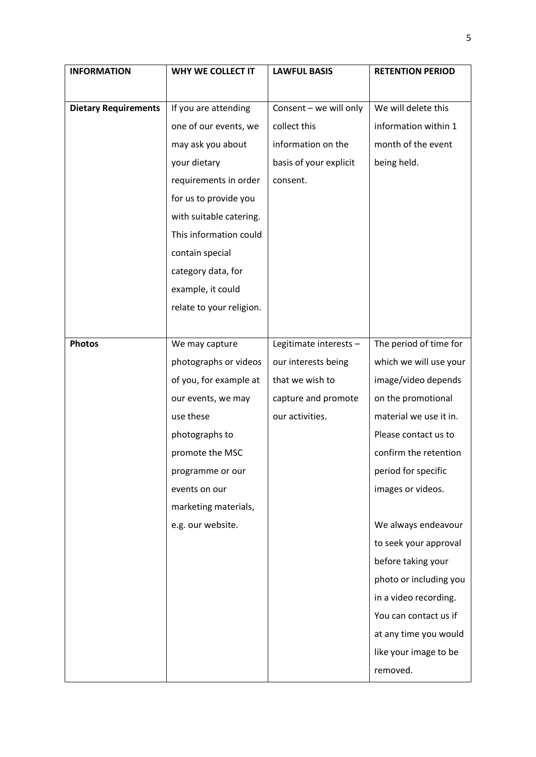| INFORMATION | WHY WE COLLECT IT | LAWFUL BASIS | RETENTION PERIOD |
|---|---|---|---|
| **Dietary Requirements** | If you are attending one of our events, we may ask you about your dietary requirements in order for us to provide you with suitable catering. This information could contain special category data, for example, it could relate to your religion. | Consent – we will only collect this information on the basis of your explicit consent. | We will delete this information within 1 month of the event being held. |
| **Photos** | We may capture photographs or videos of you, for example at our events, we may use these photographs to promote the MSC programme or our events on our marketing materials, e.g. our website. | Legitimate interests – our interests being that we wish to capture and promote our activities. | The period of time for which we will use your image/video depends on the promotional material we use it in. Please contact us to confirm the retention period for specific images or videos. <br><br> We always endeavour to seek your approval before taking your photo or including you in a video recording. You can contact us if at any time you would like your image to be removed. |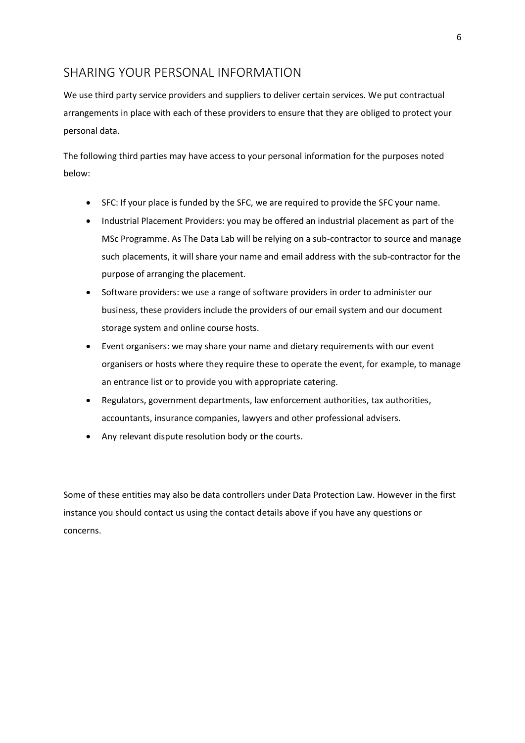## SHARING YOUR PERSONAL INFORMATION

We use third party service providers and suppliers to deliver certain services. We put contractual arrangements in place with each of these providers to ensure that they are obliged to protect your personal data.

The following third parties may have access to your personal information for the purposes noted below:

- SFC: If your place is funded by the SFC, we are required to provide the SFC your name.
- Industrial Placement Providers: you may be offered an industrial placement as part of the MSc Programme. As The Data Lab will be relying on a sub-contractor to source and manage such placements, it will share your name and email address with the sub-contractor for the purpose of arranging the placement.
- Software providers: we use a range of software providers in order to administer our business, these providers include the providers of our email system and our document storage system and online course hosts.
- Event organisers: we may share your name and dietary requirements with our event organisers or hosts where they require these to operate the event, for example, to manage an entrance list or to provide you with appropriate catering.
- Regulators, government departments, law enforcement authorities, tax authorities, accountants, insurance companies, lawyers and other professional advisers.
- Any relevant dispute resolution body or the courts.

Some of these entities may also be data controllers under Data Protection Law. However in the first instance you should contact us using the contact details above if you have any questions or concerns.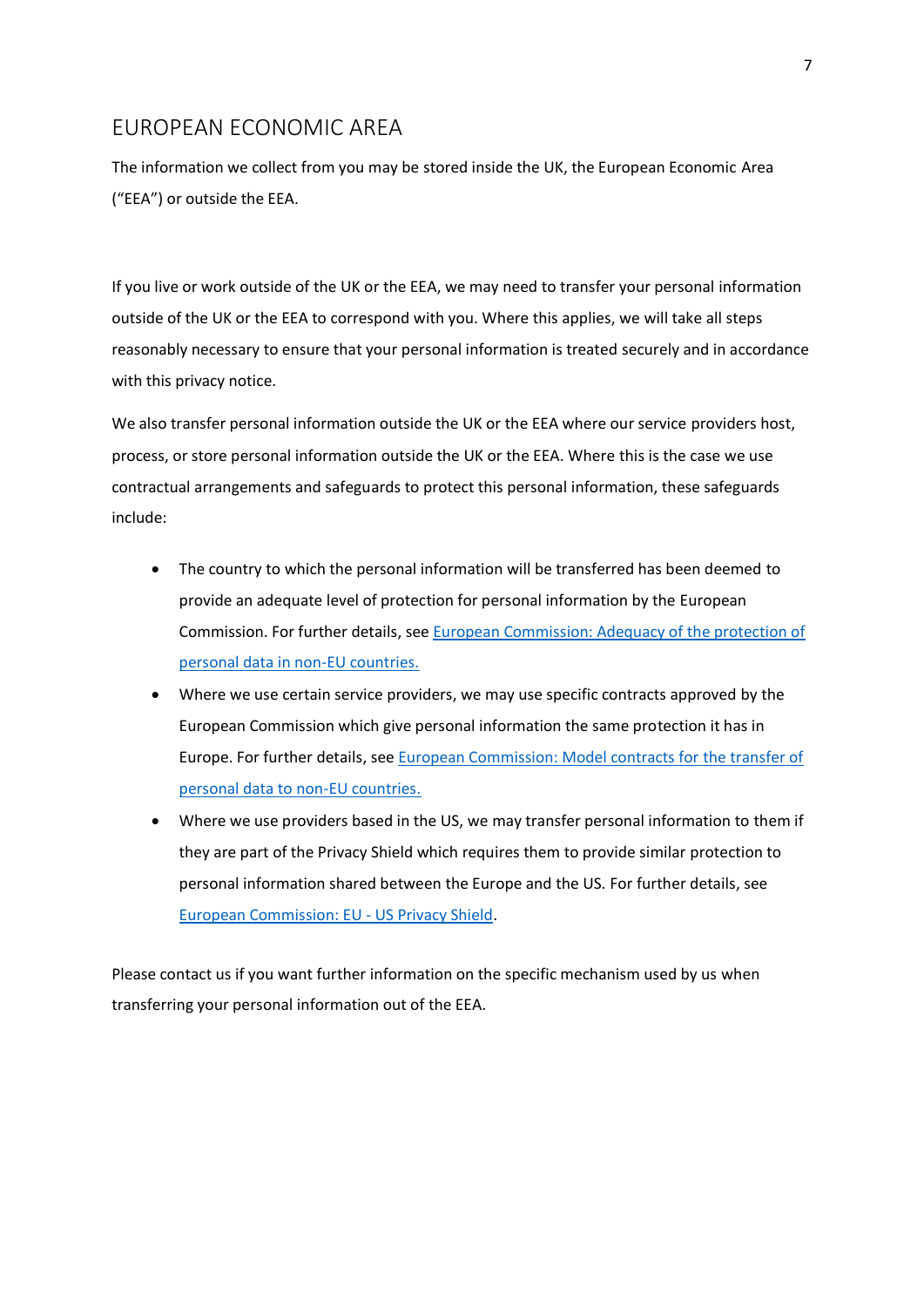## EUROPEAN ECONOMIC AREA

The information we collect from you may be stored inside the UK, the European Economic Area ("EEA") or outside the EEA.

If you live or work outside of the UK or the EEA, we may need to transfer your personal information outside of the UK or the EEA to correspond with you. Where this applies, we will take all steps reasonably necessary to ensure that your personal information is treated securely and in accordance with this privacy notice.

We also transfer personal information outside the UK or the EEA where our service providers host, process, or store personal information outside the UK or the EEA. Where this is the case we use contractual arrangements and safeguards to protect this personal information, these safeguards include:

- The country to which the personal information will be transferred has been deemed to provide an adequate level of protection for personal information by the European Commission. For further details, see European Commission: Adequacy of the protection of personal data in non-EU countries.
- Where we use certain service providers, we may use specific contracts approved by the European Commission which give personal information the same protection it has in Europe. For further details, see European Commission: Model contracts for the transfer of personal data to non-EU countries.
- Where we use providers based in the US, we may transfer personal information to them if they are part of the Privacy Shield which requires them to provide similar protection to personal information shared between the Europe and the US. For further details, see European Commission: EU - US Privacy Shield.

Please contact us if you want further information on the specific mechanism used by us when transferring your personal information out of the EEA.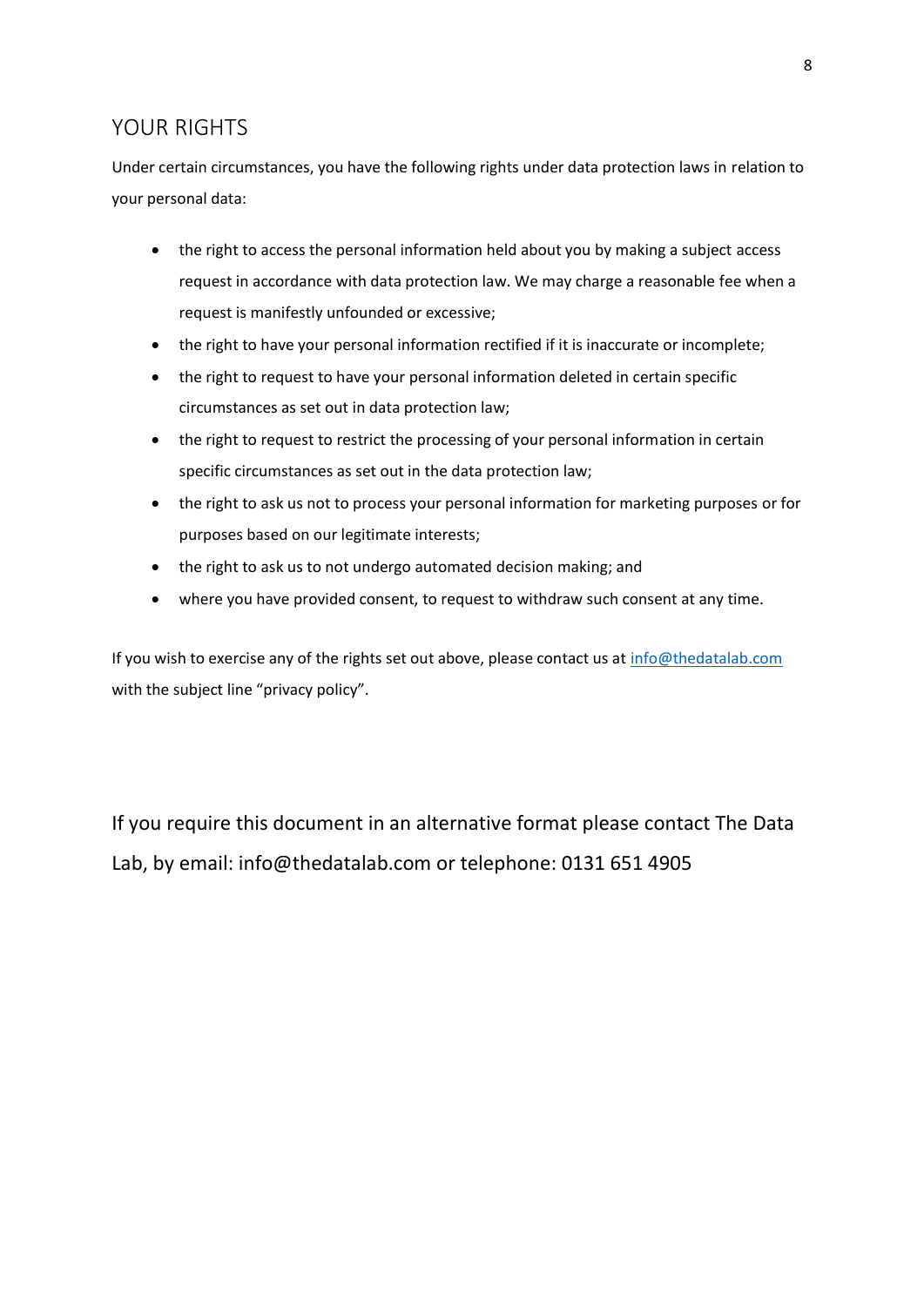## YOUR RIGHTS

Under certain circumstances, you have the following rights under data protection laws in relation to your personal data:

- the right to access the personal information held about you by making a subject access request in accordance with data protection law. We may charge a reasonable fee when a request is manifestly unfounded or excessive;
- the right to have your personal information rectified if it is inaccurate or incomplete;
- the right to request to have your personal information deleted in certain specific circumstances as set out in data protection law;
- the right to request to restrict the processing of your personal information in certain specific circumstances as set out in the data protection law;
- the right to ask us not to process your personal information for marketing purposes or for purposes based on our legitimate interests;
- the right to ask us to not undergo automated decision making; and
- where you have provided consent, to request to withdraw such consent at any time.

If you wish to exercise any of the rights set out above, please contact us at info@thedatalab.com with the subject line "privacy policy".

If you require this document in an alternative format please contact The Data Lab, by email: info@thedatalab.com or telephone: 0131 651 4905